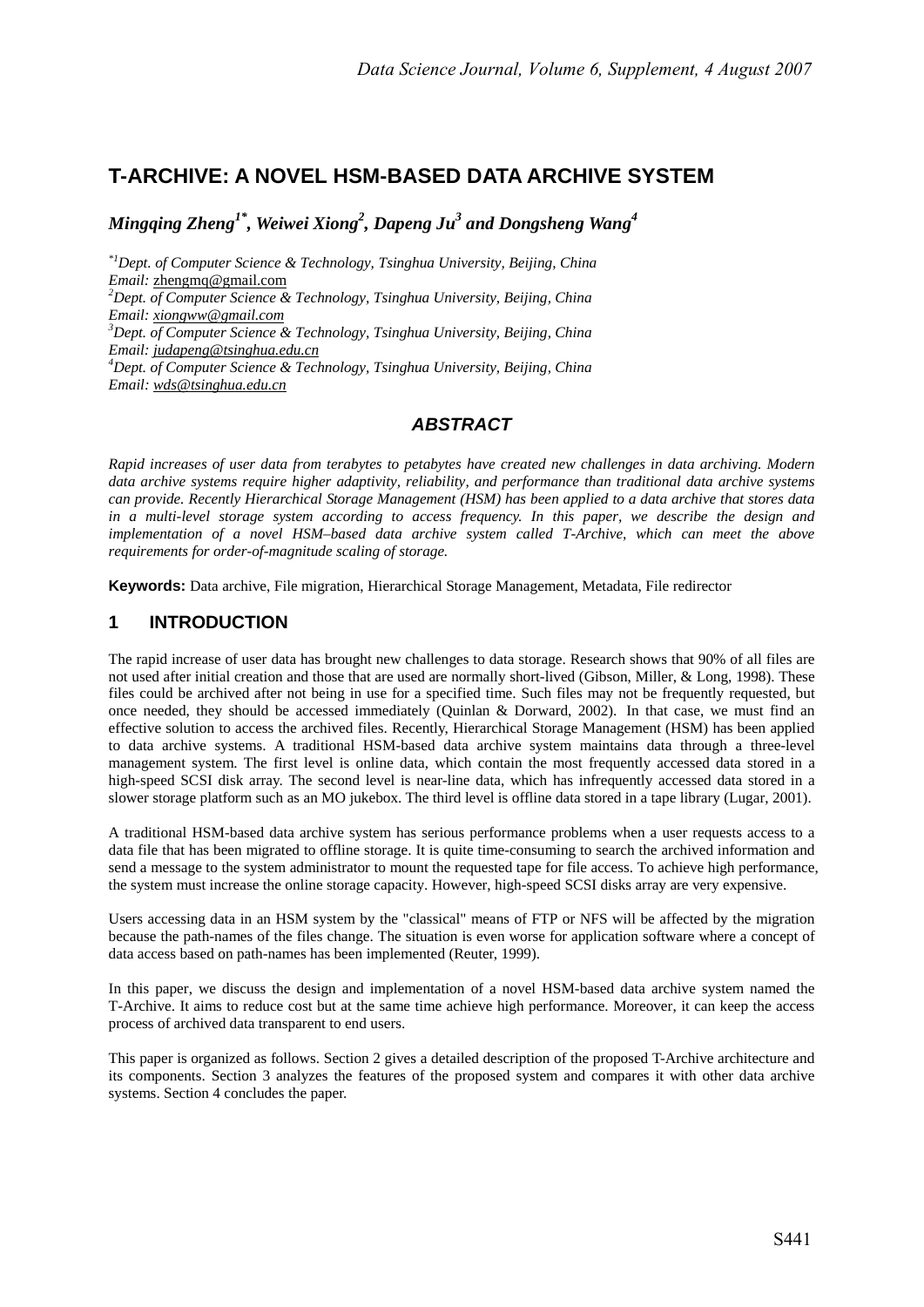# T-ARCHIVE: A NOVEL HSM-BASED DATA ARCHIVE SYSTEM

***Mingqing Zheng[1*], Weiwei Xiong[2], Dapeng Ju[3] and Dongsheng Wang[4]***

*[*1]Dept. of Computer Science & Technology, Tsinghua University, Beijing, China*
*Email:* zhengmq@gmail.com
*[2]Dept. of Computer Science & Technology, Tsinghua University, Beijing, China*
*Email: xiongww@gmail.com*
*[3]Dept. of Computer Science & Technology, Tsinghua University, Beijing, China*
*Email: judapeng@tsinghua.edu.cn*
*[4]Dept. of Computer Science & Technology, Tsinghua University, Beijing, China*
*Email: wds@tsinghua.edu.cn*

## *ABSTRACT*

*Rapid increases of user data from terabytes to petabytes have created new challenges in data archiving. Modern data archive systems require higher adaptivity, reliability, and performance than traditional data archive systems can provide. Recently Hierarchical Storage Management (HSM) has been applied to a data archive that stores data in a multi-level storage system according to access frequency. In this paper, we describe the design and implementation of a novel HSM–based data archive system called T-Archive, which can meet the above requirements for order-of-magnitude scaling of storage.*

**Keywords:** Data archive, File migration, Hierarchical Storage Management, Metadata, File redirector

## 1 INTRODUCTION

The rapid increase of user data has brought new challenges to data storage. Research shows that 90% of all files are not used after initial creation and those that are used are normally short-lived (Gibson, Miller, & Long, 1998). These files could be archived after not being in use for a specified time. Such files may not be frequently requested, but once needed, they should be accessed immediately (Quinlan & Dorward, 2002). In that case, we must find an effective solution to access the archived files. Recently, Hierarchical Storage Management (HSM) has been applied to data archive systems. A traditional HSM-based data archive system maintains data through a three-level management system. The first level is online data, which contain the most frequently accessed data stored in a high-speed SCSI disk array. The second level is near-line data, which has infrequently accessed data stored in a slower storage platform such as an MO jukebox. The third level is offline data stored in a tape library (Lugar, 2001).

A traditional HSM-based data archive system has serious performance problems when a user requests access to a data file that has been migrated to offline storage. It is quite time-consuming to search the archived information and send a message to the system administrator to mount the requested tape for file access. To achieve high performance, the system must increase the online storage capacity. However, high-speed SCSI disks array are very expensive.

Users accessing data in an HSM system by the "classical" means of FTP or NFS will be affected by the migration because the path-names of the files change. The situation is even worse for application software where a concept of data access based on path-names has been implemented (Reuter, 1999).

In this paper, we discuss the design and implementation of a novel HSM-based data archive system named the T-Archive. It aims to reduce cost but at the same time achieve high performance. Moreover, it can keep the access process of archived data transparent to end users.

This paper is organized as follows. Section 2 gives a detailed description of the proposed T-Archive architecture and its components. Section 3 analyzes the features of the proposed system and compares it with other data archive systems. Section 4 concludes the paper.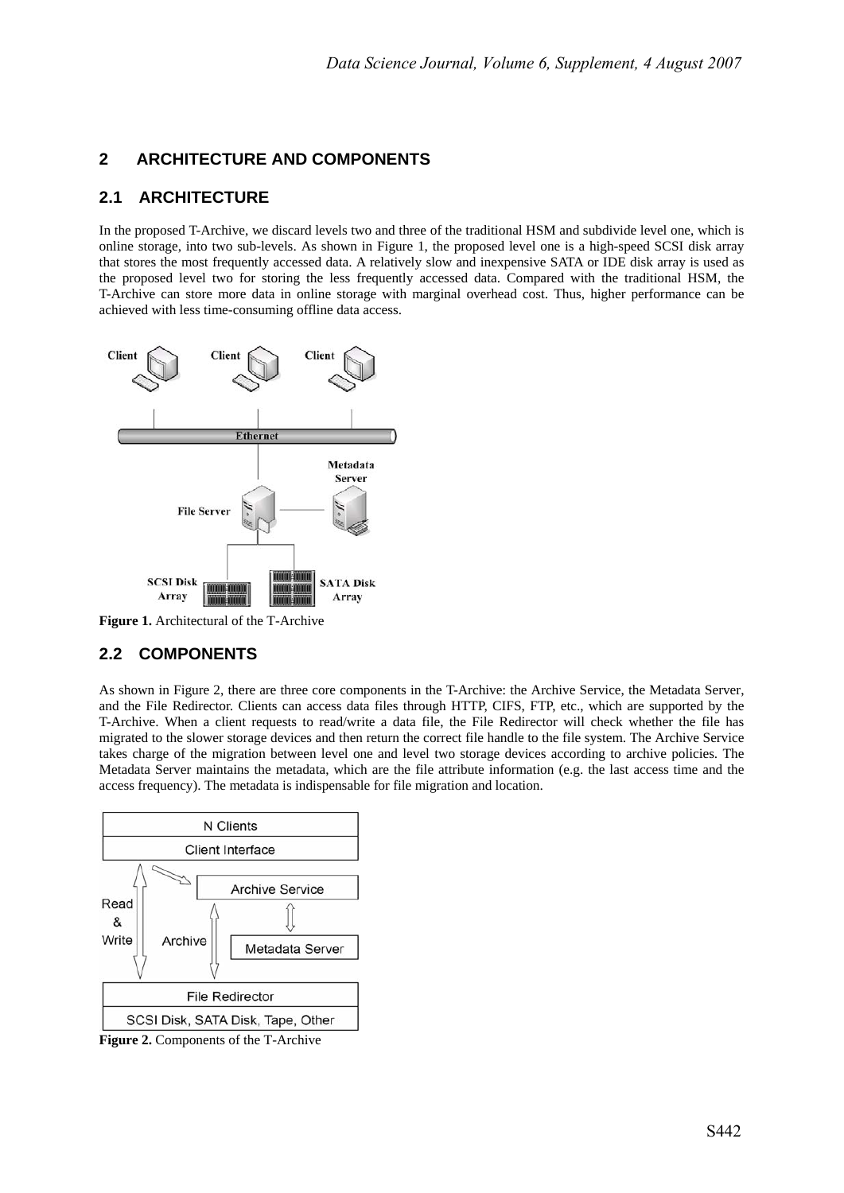## 2 ARCHITECTURE AND COMPONENTS

### 2.1 ARCHITECTURE

In the proposed T-Archive, we discard levels two and three of the traditional HSM and subdivide level one, which is online storage, into two sub-levels. As shown in Figure 1, the proposed level one is a high-speed SCSI disk array that stores the most frequently accessed data. A relatively slow and inexpensive SATA or IDE disk array is used as the proposed level two for storing the less frequently accessed data. Compared with the traditional HSM, the T-Archive can store more data in online storage with marginal overhead cost. Thus, higher performance can be achieved with less time-consuming offline data access.

**Figure 1.** Architectural of the T-Archive

### 2.2 COMPONENTS

As shown in Figure 2, there are three core components in the T-Archive: the Archive Service, the Metadata Server, and the File Redirector. Clients can access data files through HTTP, CIFS, FTP, etc., which are supported by the T-Archive. When a client requests to read/write a data file, the File Redirector will check whether the file has migrated to the slower storage devices and then return the correct file handle to the file system. The Archive Service takes charge of the migration between level one and level two storage devices according to archive policies. The Metadata Server maintains the metadata, which are the file attribute information (e.g. the last access time and the access frequency). The metadata is indispensable for file migration and location.

**Figure 2.** Components of the T-Archive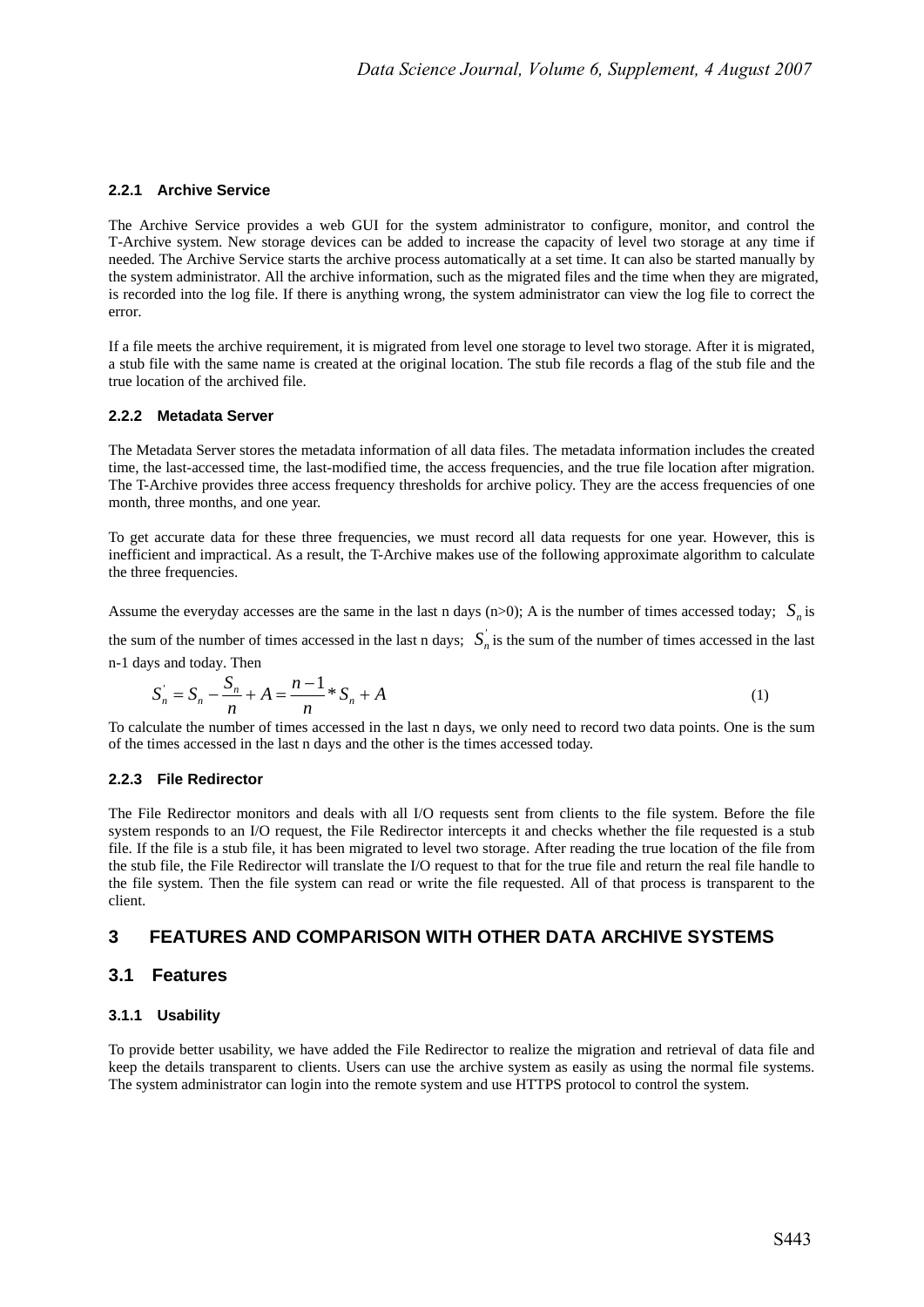#### 2.2.1 Archive Service

The Archive Service provides a web GUI for the system administrator to configure, monitor, and control the T-Archive system. New storage devices can be added to increase the capacity of level two storage at any time if needed. The Archive Service starts the archive process automatically at a set time. It can also be started manually by the system administrator. All the archive information, such as the migrated files and the time when they are migrated, is recorded into the log file. If there is anything wrong, the system administrator can view the log file to correct the error.

If a file meets the archive requirement, it is migrated from level one storage to level two storage. After it is migrated, a stub file with the same name is created at the original location. The stub file records a flag of the stub file and the true location of the archived file.

#### 2.2.2 Metadata Server

The Metadata Server stores the metadata information of all data files. The metadata information includes the created time, the last-accessed time, the last-modified time, the access frequencies, and the true file location after migration. The T-Archive provides three access frequency thresholds for archive policy. They are the access frequencies of one month, three months, and one year.

To get accurate data for these three frequencies, we must record all data requests for one year. However, this is inefficient and impractical. As a result, the T-Archive makes use of the following approximate algorithm to calculate the three frequencies.

Assume the everyday accesses are the same in the last n days (n>0); A is the number of times accessed today; $S_n$ is the sum of the number of times accessed in the last n days; $S_n^{'}$ is the sum of the number of times accessed in the last n-1 days and today. Then

$$S_n^{'} = S_n - \frac{S_n}{n} + A = \frac{n-1}{n} * S_n + A \tag{1}$$

To calculate the number of times accessed in the last n days, we only need to record two data points. One is the sum of the times accessed in the last n days and the other is the times accessed today.

#### 2.2.3 File Redirector

The File Redirector monitors and deals with all I/O requests sent from clients to the file system. Before the file system responds to an I/O request, the File Redirector intercepts it and checks whether the file requested is a stub file. If the file is a stub file, it has been migrated to level two storage. After reading the true location of the file from the stub file, the File Redirector will translate the I/O request to that for the true file and return the real file handle to the file system. Then the file system can read or write the file requested. All of that process is transparent to the client.

## 3 FEATURES AND COMPARISON WITH OTHER DATA ARCHIVE SYSTEMS

### 3.1 Features

#### 3.1.1 Usability

To provide better usability, we have added the File Redirector to realize the migration and retrieval of data file and keep the details transparent to clients. Users can use the archive system as easily as using the normal file systems. The system administrator can login into the remote system and use HTTPS protocol to control the system.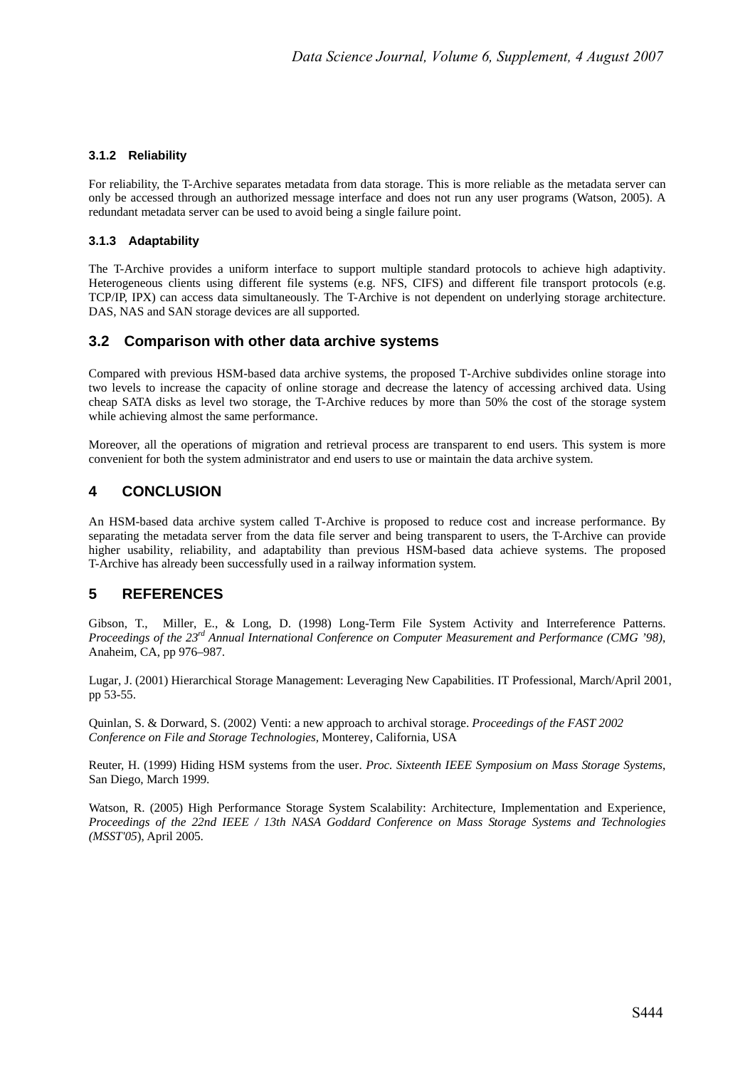### 3.1.2 Reliability

For reliability, the T-Archive separates metadata from data storage. This is more reliable as the metadata server can only be accessed through an authorized message interface and does not run any user programs (Watson, 2005). A redundant metadata server can be used to avoid being a single failure point.

### 3.1.3 Adaptability

The T-Archive provides a uniform interface to support multiple standard protocols to achieve high adaptivity. Heterogeneous clients using different file systems (e.g. NFS, CIFS) and different file transport protocols (e.g. TCP/IP, IPX) can access data simultaneously. The T-Archive is not dependent on underlying storage architecture. DAS, NAS and SAN storage devices are all supported.

## 3.2 Comparison with other data archive systems

Compared with previous HSM-based data archive systems, the proposed T-Archive subdivides online storage into two levels to increase the capacity of online storage and decrease the latency of accessing archived data. Using cheap SATA disks as level two storage, the T-Archive reduces by more than 50% the cost of the storage system while achieving almost the same performance.

Moreover, all the operations of migration and retrieval process are transparent to end users. This system is more convenient for both the system administrator and end users to use or maintain the data archive system.

# 4 CONCLUSION

An HSM-based data archive system called T-Archive is proposed to reduce cost and increase performance. By separating the metadata server from the data file server and being transparent to users, the T-Archive can provide higher usability, reliability, and adaptability than previous HSM-based data achieve systems. The proposed T-Archive has already been successfully used in a railway information system.

# 5 REFERENCES

Gibson, T., Miller, E., & Long, D. (1998) Long-Term File System Activity and Interreference Patterns. *Proceedings of the 23rd Annual International Conference on Computer Measurement and Performance (CMG '98)*, Anaheim, CA, pp 976–987.

Lugar, J. (2001) Hierarchical Storage Management: Leveraging New Capabilities. IT Professional, March/April 2001, pp 53-55.

Quinlan, S. & Dorward, S. (2002) Venti: a new approach to archival storage. *Proceedings of the FAST 2002 Conference on File and Storage Technologies*, Monterey, California, USA

Reuter, H. (1999) Hiding HSM systems from the user. *Proc. Sixteenth IEEE Symposium on Mass Storage Systems*, San Diego, March 1999.

Watson, R. (2005) High Performance Storage System Scalability: Architecture, Implementation and Experience, *Proceedings of the 22nd IEEE / 13th NASA Goddard Conference on Mass Storage Systems and Technologies (MSST'05)*, April 2005.